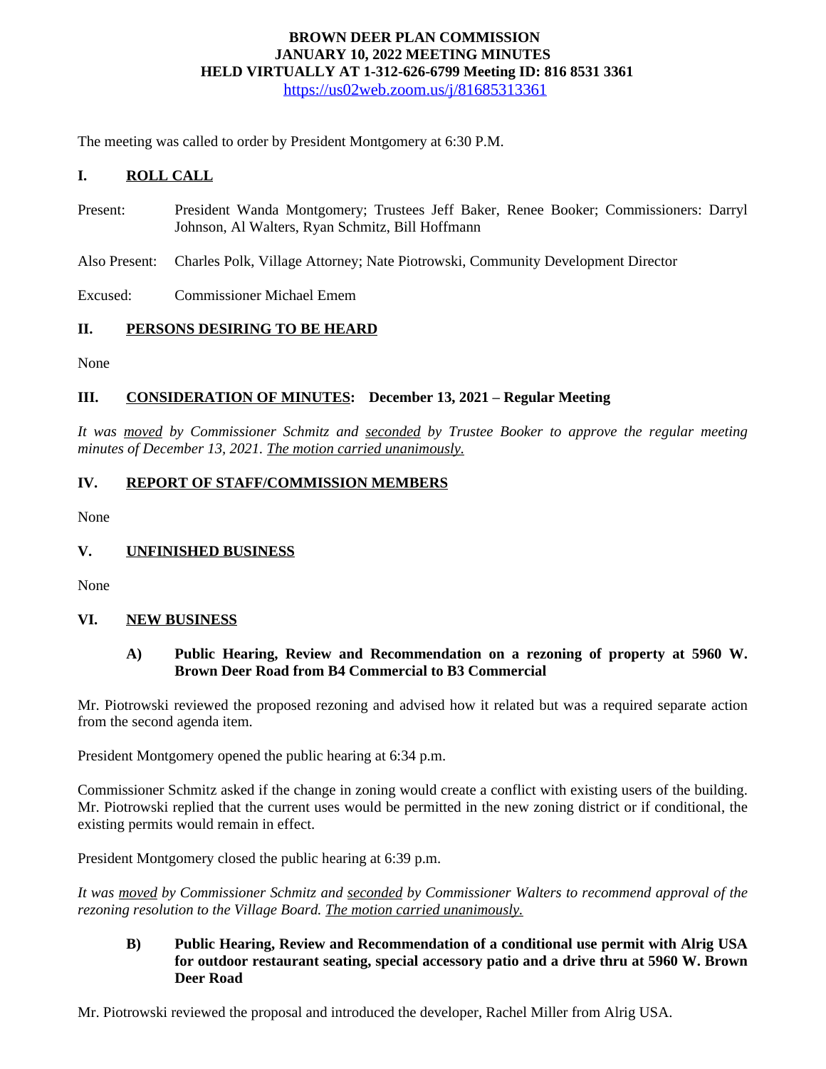# BROWN DEER PLAN COMMISSION
## JANUARY 10, 2022 MEETING MINUTES
## HELD VIRTUALLY AT 1-312-626-6799 Meeting ID: 816 8531 3361

https://us02web.zoom.us/j/81685313361

The meeting was called to order by President Montgomery at 6:30 P.M.

## I. ROLL CALL

Present: President Wanda Montgomery; Trustees Jeff Baker, Renee Booker; Commissioners: Darryl Johnson, Al Walters, Ryan Schmitz, Bill Hoffmann

Also Present: Charles Polk, Village Attorney; Nate Piotrowski, Community Development Director

Excused: Commissioner Michael Emem

## II. PERSONS DESIRING TO BE HEARD

None

## III. CONSIDERATION OF MINUTES: December 13, 2021 – Regular Meeting

*It was moved by Commissioner Schmitz and seconded by Trustee Booker to approve the regular meeting minutes of December 13, 2021. The motion carried unanimously.*

## IV. REPORT OF STAFF/COMMISSION MEMBERS

None

## V. UNFINISHED BUSINESS

None

## VI. NEW BUSINESS

### A) Public Hearing, Review and Recommendation on a rezoning of property at 5960 W. Brown Deer Road from B4 Commercial to B3 Commercial

Mr. Piotrowski reviewed the proposed rezoning and advised how it related but was a required separate action from the second agenda item.

President Montgomery opened the public hearing at 6:34 p.m.

Commissioner Schmitz asked if the change in zoning would create a conflict with existing users of the building. Mr. Piotrowski replied that the current uses would be permitted in the new zoning district or if conditional, the existing permits would remain in effect.

President Montgomery closed the public hearing at 6:39 p.m.

*It was moved by Commissioner Schmitz and seconded by Commissioner Walters to recommend approval of the rezoning resolution to the Village Board. The motion carried unanimously.*

### B) Public Hearing, Review and Recommendation of a conditional use permit with Alrig USA for outdoor restaurant seating, special accessory patio and a drive thru at 5960 W. Brown Deer Road

Mr. Piotrowski reviewed the proposal and introduced the developer, Rachel Miller from Alrig USA.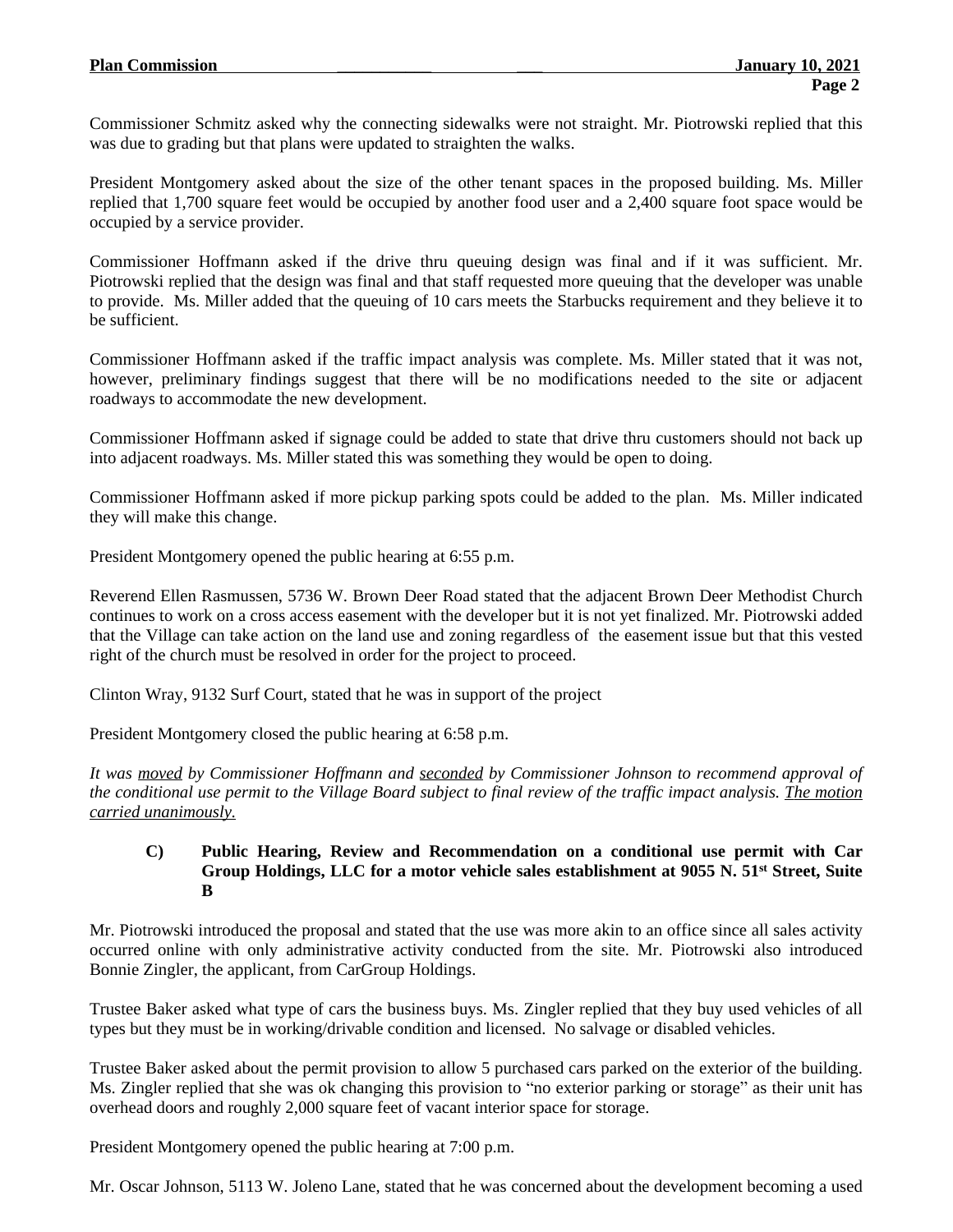Commissioner Schmitz asked why the connecting sidewalks were not straight. Mr. Piotrowski replied that this was due to grading but that plans were updated to straighten the walks.

President Montgomery asked about the size of the other tenant spaces in the proposed building. Ms. Miller replied that 1,700 square feet would be occupied by another food user and a 2,400 square foot space would be occupied by a service provider.

Commissioner Hoffmann asked if the drive thru queuing design was final and if it was sufficient. Mr. Piotrowski replied that the design was final and that staff requested more queuing that the developer was unable to provide. Ms. Miller added that the queuing of 10 cars meets the Starbucks requirement and they believe it to be sufficient.

Commissioner Hoffmann asked if the traffic impact analysis was complete. Ms. Miller stated that it was not, however, preliminary findings suggest that there will be no modifications needed to the site or adjacent roadways to accommodate the new development.

Commissioner Hoffmann asked if signage could be added to state that drive thru customers should not back up into adjacent roadways. Ms. Miller stated this was something they would be open to doing.

Commissioner Hoffmann asked if more pickup parking spots could be added to the plan. Ms. Miller indicated they will make this change.

President Montgomery opened the public hearing at 6:55 p.m.

Reverend Ellen Rasmussen, 5736 W. Brown Deer Road stated that the adjacent Brown Deer Methodist Church continues to work on a cross access easement with the developer but it is not yet finalized. Mr. Piotrowski added that the Village can take action on the land use and zoning regardless of the easement issue but that this vested right of the church must be resolved in order for the project to proceed.

Clinton Wray, 9132 Surf Court, stated that he was in support of the project

President Montgomery closed the public hearing at 6:58 p.m.

*It was moved by Commissioner Hoffmann and seconded by Commissioner Johnson to recommend approval of the conditional use permit to the Village Board subject to final review of the traffic impact analysis. The motion carried unanimously.*

**C) Public Hearing, Review and Recommendation on a conditional use permit with Car Group Holdings, LLC for a motor vehicle sales establishment at 9055 N. 51st Street, Suite B**

Mr. Piotrowski introduced the proposal and stated that the use was more akin to an office since all sales activity occurred online with only administrative activity conducted from the site. Mr. Piotrowski also introduced Bonnie Zingler, the applicant, from CarGroup Holdings.

Trustee Baker asked what type of cars the business buys. Ms. Zingler replied that they buy used vehicles of all types but they must be in working/drivable condition and licensed. No salvage or disabled vehicles.

Trustee Baker asked about the permit provision to allow 5 purchased cars parked on the exterior of the building. Ms. Zingler replied that she was ok changing this provision to "no exterior parking or storage" as their unit has overhead doors and roughly 2,000 square feet of vacant interior space for storage.

President Montgomery opened the public hearing at 7:00 p.m.

Mr. Oscar Johnson, 5113 W. Joleno Lane, stated that he was concerned about the development becoming a used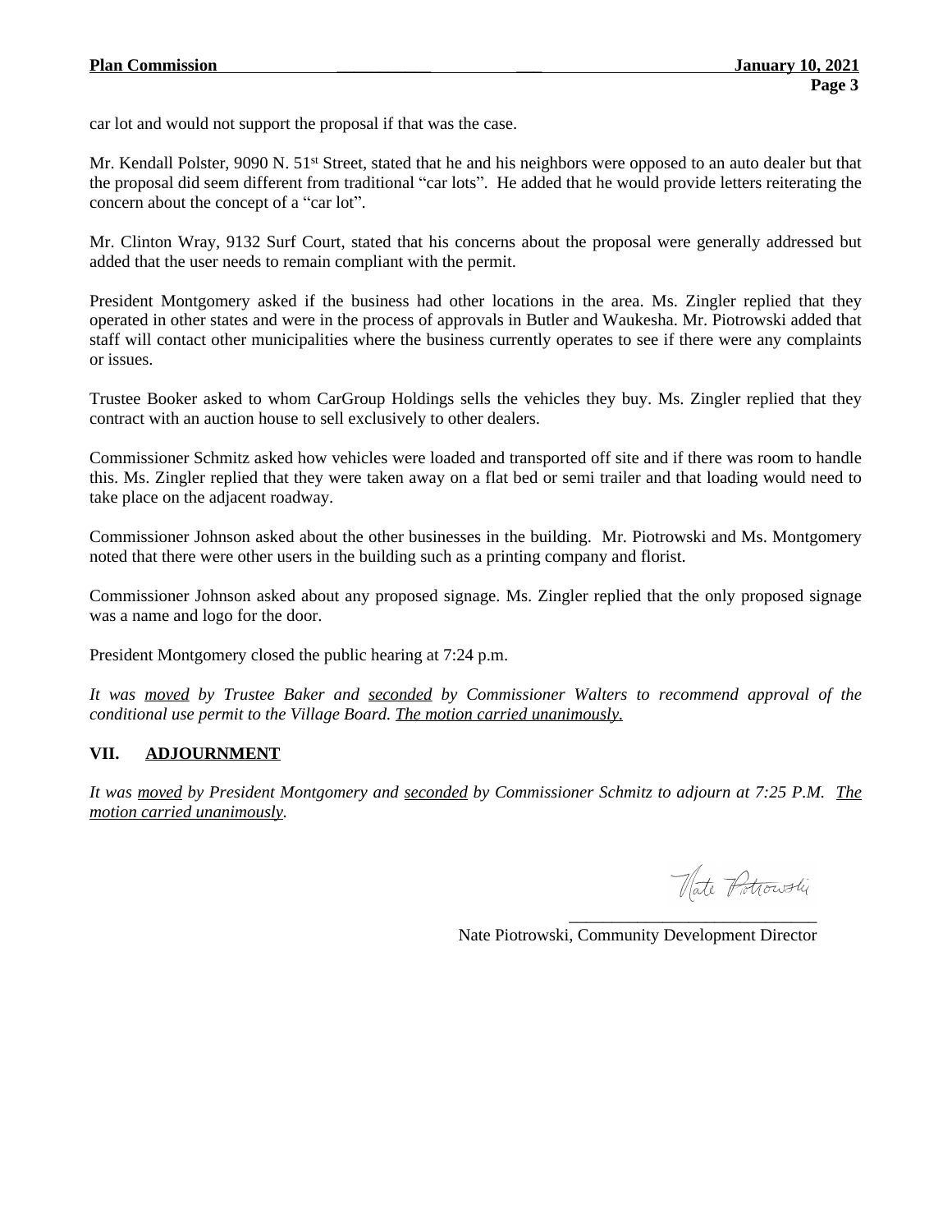car lot and would not support the proposal if that was the case.

Mr. Kendall Polster, 9090 N. 51st Street, stated that he and his neighbors were opposed to an auto dealer but that the proposal did seem different from traditional "car lots". He added that he would provide letters reiterating the concern about the concept of a "car lot".

Mr. Clinton Wray, 9132 Surf Court, stated that his concerns about the proposal were generally addressed but added that the user needs to remain compliant with the permit.

President Montgomery asked if the business had other locations in the area. Ms. Zingler replied that they operated in other states and were in the process of approvals in Butler and Waukesha. Mr. Piotrowski added that staff will contact other municipalities where the business currently operates to see if there were any complaints or issues.

Trustee Booker asked to whom CarGroup Holdings sells the vehicles they buy. Ms. Zingler replied that they contract with an auction house to sell exclusively to other dealers.

Commissioner Schmitz asked how vehicles were loaded and transported off site and if there was room to handle this. Ms. Zingler replied that they were taken away on a flat bed or semi trailer and that loading would need to take place on the adjacent roadway.

Commissioner Johnson asked about the other businesses in the building. Mr. Piotrowski and Ms. Montgomery noted that there were other users in the building such as a printing company and florist.

Commissioner Johnson asked about any proposed signage. Ms. Zingler replied that the only proposed signage was a name and logo for the door.

President Montgomery closed the public hearing at 7:24 p.m.

*It was moved by Trustee Baker and seconded by Commissioner Walters to recommend approval of the conditional use permit to the Village Board. The motion carried unanimously.*

## VII. ADJOURNMENT

*It was moved by President Montgomery and seconded by Commissioner Schmitz to adjourn at 7:25 P.M. The motion carried unanimously.*

Nate Piotrowski

\_\_\_\_\_\_\_\_\_\_\_\_\_\_\_\_\_\_\_\_\_\_\_\_\_\_\_\_\_\_

Nate Piotrowski, Community Development Director